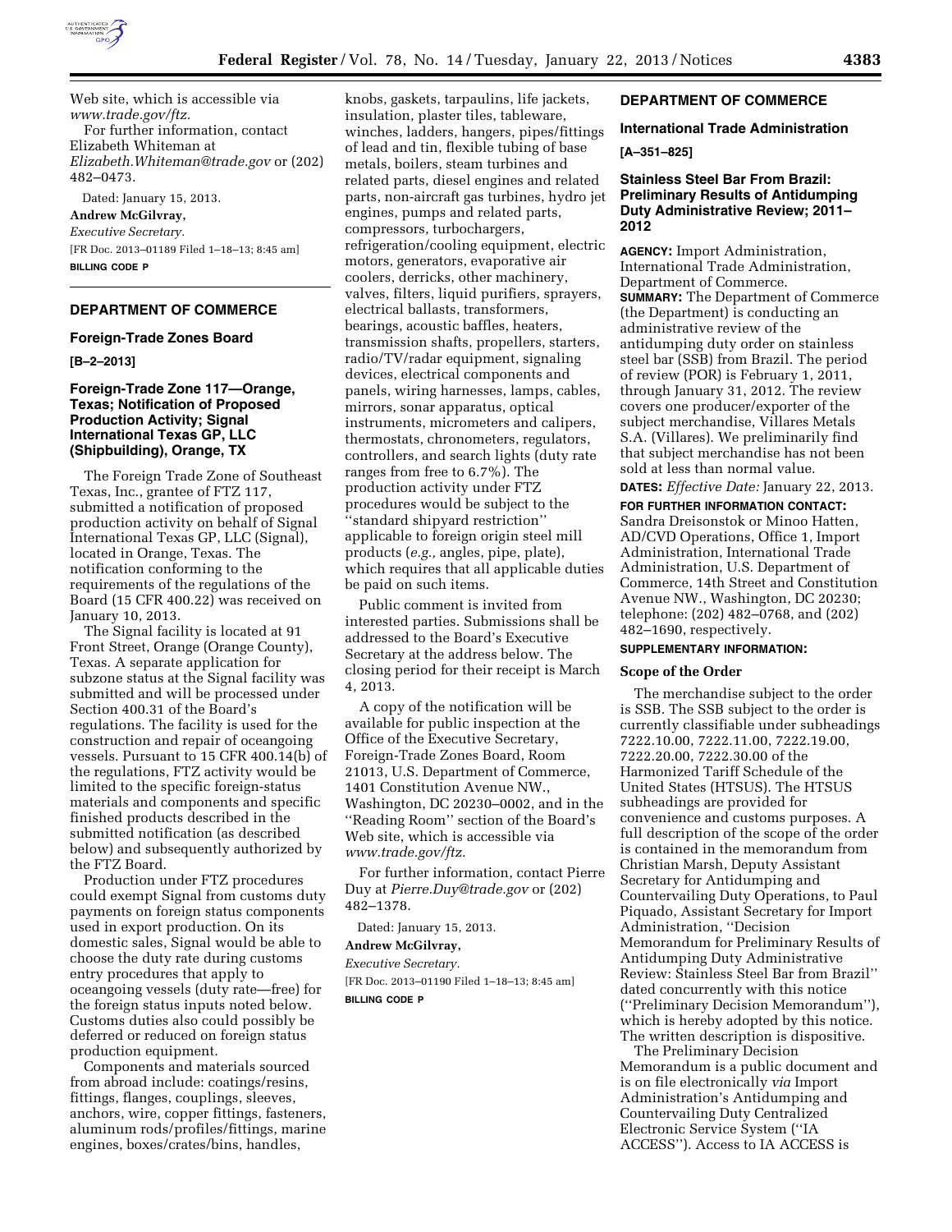Web site, which is accessible via *www.trade.gov/ftz.*

For further information, contact Elizabeth Whiteman at *Elizabeth.Whiteman@trade.gov* or (202) 482–0473.

Dated: January 15, 2013.

**Andrew McGilvray,**

*Executive Secretary.*

[FR Doc. 2013–01189 Filed 1–18–13; 8:45 am]

**BILLING CODE P**

---

## DEPARTMENT OF COMMERCE

### Foreign-Trade Zones Board

**[B–2–2013]**

### Foreign-Trade Zone 117—Orange, Texas; Notification of Proposed Production Activity; Signal International Texas GP, LLC (Shipbuilding), Orange, TX

The Foreign Trade Zone of Southeast Texas, Inc., grantee of FTZ 117, submitted a notification of proposed production activity on behalf of Signal International Texas GP, LLC (Signal), located in Orange, Texas. The notification conforming to the requirements of the regulations of the Board (15 CFR 400.22) was received on January 10, 2013.

The Signal facility is located at 91 Front Street, Orange (Orange County), Texas. A separate application for subzone status at the Signal facility was submitted and will be processed under Section 400.31 of the Board's regulations. The facility is used for the construction and repair of oceangoing vessels. Pursuant to 15 CFR 400.14(b) of the regulations, FTZ activity would be limited to the specific foreign-status materials and components and specific finished products described in the submitted notification (as described below) and subsequently authorized by the FTZ Board.

Production under FTZ procedures could exempt Signal from customs duty payments on foreign status components used in export production. On its domestic sales, Signal would be able to choose the duty rate during customs entry procedures that apply to oceangoing vessels (duty rate—free) for the foreign status inputs noted below. Customs duties also could possibly be deferred or reduced on foreign status production equipment.

Components and materials sourced from abroad include: coatings/resins, fittings, flanges, couplings, sleeves, anchors, wire, copper fittings, fasteners, aluminum rods/profiles/fittings, marine engines, boxes/crates/bins, handles, knobs, gaskets, tarpaulins, life jackets, insulation, plaster tiles, tableware, winches, ladders, hangers, pipes/fittings of lead and tin, flexible tubing of base metals, boilers, steam turbines and related parts, diesel engines and related parts, non-aircraft gas turbines, hydro jet engines, pumps and related parts, compressors, turbochargers, refrigeration/cooling equipment, electric motors, generators, evaporative air coolers, derricks, other machinery, valves, filters, liquid purifiers, sprayers, electrical ballasts, transformers, bearings, acoustic baffles, heaters, transmission shafts, propellers, starters, radio/TV/radar equipment, signaling devices, electrical components and panels, wiring harnesses, lamps, cables, mirrors, sonar apparatus, optical instruments, micrometers and calipers, thermostats, chronometers, regulators, controllers, and search lights (duty rate ranges from free to 6.7%). The production activity under FTZ procedures would be subject to the "standard shipyard restriction" applicable to foreign origin steel mill products (*e.g.,* angles, pipe, plate), which requires that all applicable duties be paid on such items.

Public comment is invited from interested parties. Submissions shall be addressed to the Board's Executive Secretary at the address below. The closing period for their receipt is March 4, 2013.

A copy of the notification will be available for public inspection at the Office of the Executive Secretary, Foreign-Trade Zones Board, Room 21013, U.S. Department of Commerce, 1401 Constitution Avenue NW., Washington, DC 20230–0002, and in the "Reading Room" section of the Board's Web site, which is accessible via *www.trade.gov/ftz.*

For further information, contact Pierre Duy at *Pierre.Duy@trade.gov* or (202) 482–1378.

Dated: January 15, 2013.

**Andrew McGilvray,**

*Executive Secretary.*

[FR Doc. 2013–01190 Filed 1–18–13; 8:45 am]

**BILLING CODE P**

---

## DEPARTMENT OF COMMERCE

### International Trade Administration

**[A–351–825]**

### Stainless Steel Bar From Brazil: Preliminary Results of Antidumping Duty Administrative Review; 2011–2012

**AGENCY:** Import Administration, International Trade Administration, Department of Commerce.

**SUMMARY:** The Department of Commerce (the Department) is conducting an administrative review of the antidumping duty order on stainless steel bar (SSB) from Brazil. The period of review (POR) is February 1, 2011, through January 31, 2012. The review covers one producer/exporter of the subject merchandise, Villares Metals S.A. (Villares). We preliminarily find that subject merchandise has not been sold at less than normal value.

**DATES:** *Effective Date:* January 22, 2013.

**FOR FURTHER INFORMATION CONTACT:** Sandra Dreisonstok or Minoo Hatten, AD/CVD Operations, Office 1, Import Administration, International Trade Administration, U.S. Department of Commerce, 14th Street and Constitution Avenue NW., Washington, DC 20230; telephone: (202) 482–0768, and (202) 482–1690, respectively.

**SUPPLEMENTARY INFORMATION:**

#### Scope of the Order

The merchandise subject to the order is SSB. The SSB subject to the order is currently classifiable under subheadings 7222.10.00, 7222.11.00, 7222.19.00, 7222.20.00, 7222.30.00 of the Harmonized Tariff Schedule of the United States (HTSUS). The HTSUS subheadings are provided for convenience and customs purposes. A full description of the scope of the order is contained in the memorandum from Christian Marsh, Deputy Assistant Secretary for Antidumping and Countervailing Duty Operations, to Paul Piquado, Assistant Secretary for Import Administration, "Decision Memorandum for Preliminary Results of Antidumping Duty Administrative Review: Stainless Steel Bar from Brazil" dated concurrently with this notice ("Preliminary Decision Memorandum"), which is hereby adopted by this notice. The written description is dispositive.

The Preliminary Decision Memorandum is a public document and is on file electronically *via* Import Administration's Antidumping and Countervailing Duty Centralized Electronic Service System ("IA ACCESS"). Access to IA ACCESS is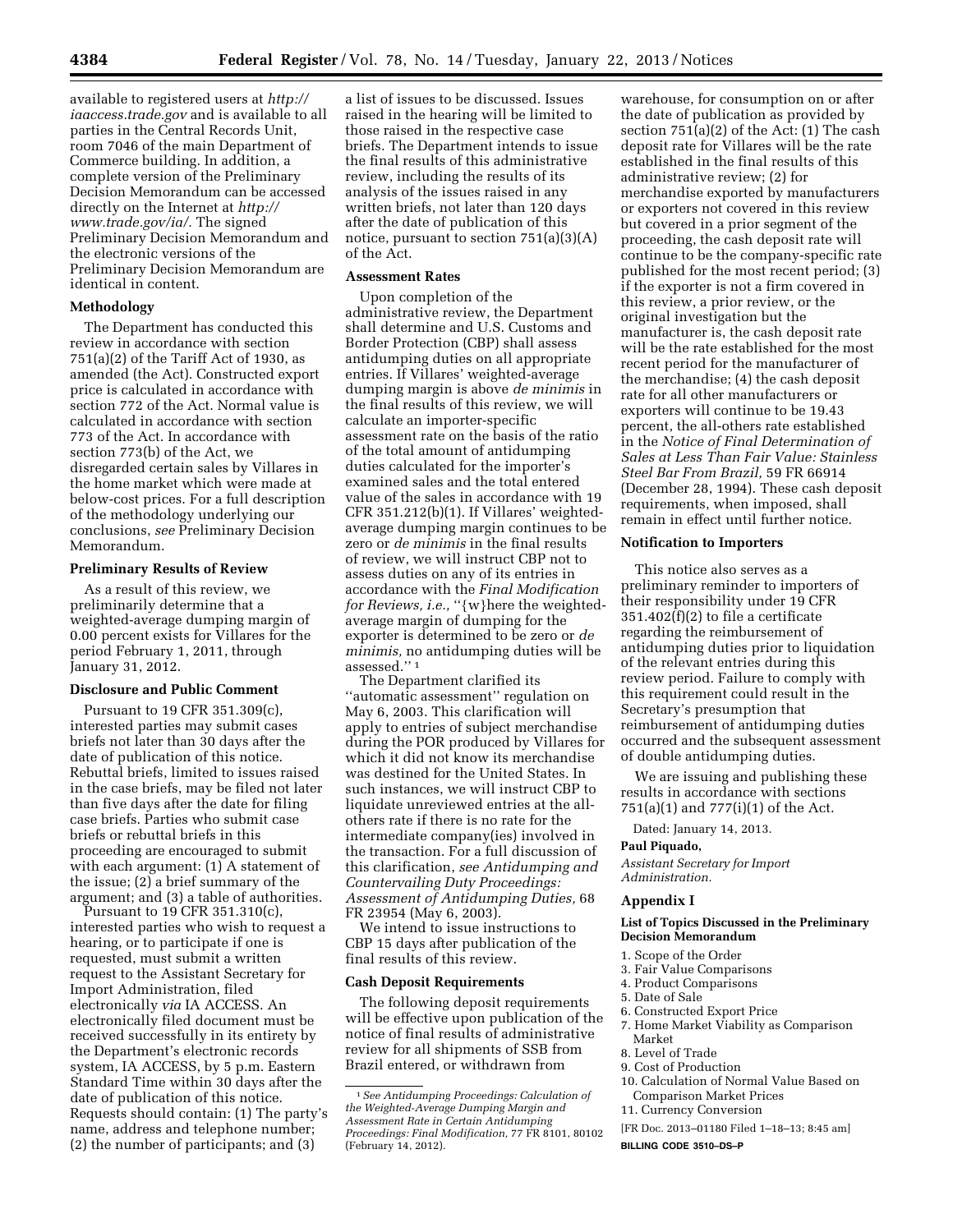available to registered users at *http://iaaccess.trade.gov* and is available to all parties in the Central Records Unit, room 7046 of the main Department of Commerce building. In addition, a complete version of the Preliminary Decision Memorandum can be accessed directly on the Internet at *http://www.trade.gov/ia/*. The signed Preliminary Decision Memorandum and the electronic versions of the Preliminary Decision Memorandum are identical in content.

**Methodology**

The Department has conducted this review in accordance with section 751(a)(2) of the Tariff Act of 1930, as amended (the Act). Constructed export price is calculated in accordance with section 772 of the Act. Normal value is calculated in accordance with section 773 of the Act. In accordance with section 773(b) of the Act, we disregarded certain sales by Villares in the home market which were made at below-cost prices. For a full description of the methodology underlying our conclusions, *see* Preliminary Decision Memorandum.

**Preliminary Results of Review**

As a result of this review, we preliminarily determine that a weighted-average dumping margin of 0.00 percent exists for Villares for the period February 1, 2011, through January 31, 2012.

**Disclosure and Public Comment**

Pursuant to 19 CFR 351.309(c), interested parties may submit cases briefs not later than 30 days after the date of publication of this notice. Rebuttal briefs, limited to issues raised in the case briefs, may be filed not later than five days after the date for filing case briefs. Parties who submit case briefs or rebuttal briefs in this proceeding are encouraged to submit with each argument: (1) A statement of the issue; (2) a brief summary of the argument; and (3) a table of authorities.

Pursuant to 19 CFR 351.310(c), interested parties who wish to request a hearing, or to participate if one is requested, must submit a written request to the Assistant Secretary for Import Administration, filed electronically *via* IA ACCESS. An electronically filed document must be received successfully in its entirety by the Department's electronic records system, IA ACCESS, by 5 p.m. Eastern Standard Time within 30 days after the date of publication of this notice. Requests should contain: (1) The party's name, address and telephone number; (2) the number of participants; and (3) a list of issues to be discussed. Issues raised in the hearing will be limited to those raised in the respective case briefs. The Department intends to issue the final results of this administrative review, including the results of its analysis of the issues raised in any written briefs, not later than 120 days after the date of publication of this notice, pursuant to section 751(a)(3)(A) of the Act.

**Assessment Rates**

Upon completion of the administrative review, the Department shall determine and U.S. Customs and Border Protection (CBP) shall assess antidumping duties on all appropriate entries. If Villares' weighted-average dumping margin is above *de minimis* in the final results of this review, we will calculate an importer-specific assessment rate on the basis of the ratio of the total amount of antidumping duties calculated for the importer's examined sales and the total entered value of the sales in accordance with 19 CFR 351.212(b)(1). If Villares' weighted-average dumping margin continues to be zero or *de minimis* in the final results of review, we will instruct CBP not to assess duties on any of its entries in accordance with the *Final Modification for Reviews, i.e.,* "{w}here the weighted-average margin of dumping for the exporter is determined to be zero or *de minimis,* no antidumping duties will be assessed." [1]

The Department clarified its "automatic assessment" regulation on May 6, 2003. This clarification will apply to entries of subject merchandise during the POR produced by Villares for which it did not know its merchandise was destined for the United States. In such instances, we will instruct CBP to liquidate unreviewed entries at the all-others rate if there is no rate for the intermediate company(ies) involved in the transaction. For a full discussion of this clarification, *see Antidumping and Countervailing Duty Proceedings: Assessment of Antidumping Duties,* 68 FR 23954 (May 6, 2003).

We intend to issue instructions to CBP 15 days after publication of the final results of this review.

**Cash Deposit Requirements**

The following deposit requirements will be effective upon publication of the notice of final results of administrative review for all shipments of SSB from Brazil entered, or withdrawn from warehouse, for consumption on or after the date of publication as provided by section 751(a)(2) of the Act: (1) The cash deposit rate for Villares will be the rate established in the final results of this administrative review; (2) for merchandise exported by manufacturers or exporters not covered in this review but covered in a prior segment of the proceeding, the cash deposit rate will continue to be the company-specific rate published for the most recent period; (3) if the exporter is not a firm covered in this review, a prior review, or the original investigation but the manufacturer is, the cash deposit rate will be the rate established for the most recent period for the manufacturer of the merchandise; (4) the cash deposit rate for all other manufacturers or exporters will continue to be 19.43 percent, the all-others rate established in the *Notice of Final Determination of Sales at Less Than Fair Value: Stainless Steel Bar From Brazil,* 59 FR 66914 (December 28, 1994). These cash deposit requirements, when imposed, shall remain in effect until further notice.

**Notification to Importers**

This notice also serves as a preliminary reminder to importers of their responsibility under 19 CFR 351.402(f)(2) to file a certificate regarding the reimbursement of antidumping duties prior to liquidation of the relevant entries during this review period. Failure to comply with this requirement could result in the Secretary's presumption that reimbursement of antidumping duties occurred and the subsequent assessment of double antidumping duties.

We are issuing and publishing these results in accordance with sections 751(a)(1) and 777(i)(1) of the Act.

Dated: January 14, 2013.

**Paul Piquado,**

*Assistant Secretary for Import Administration.*

## Appendix I

**List of Topics Discussed in the Preliminary Decision Memorandum**

1. Scope of the Order
3. Fair Value Comparisons
4. Product Comparisons
5. Date of Sale
6. Constructed Export Price
7. Home Market Viability as Comparison Market
8. Level of Trade
9. Cost of Production
10. Calculation of Normal Value Based on Comparison Market Prices
11. Currency Conversion

[FR Doc. 2013–01180 Filed 1–18–13; 8:45 am]

**BILLING CODE 3510–DS–P**

---

[1] *See Antidumping Proceedings: Calculation of the Weighted-Average Dumping Margin and Assessment Rate in Certain Antidumping Proceedings: Final Modification,* 77 FR 8101, 80102 (February 14, 2012).